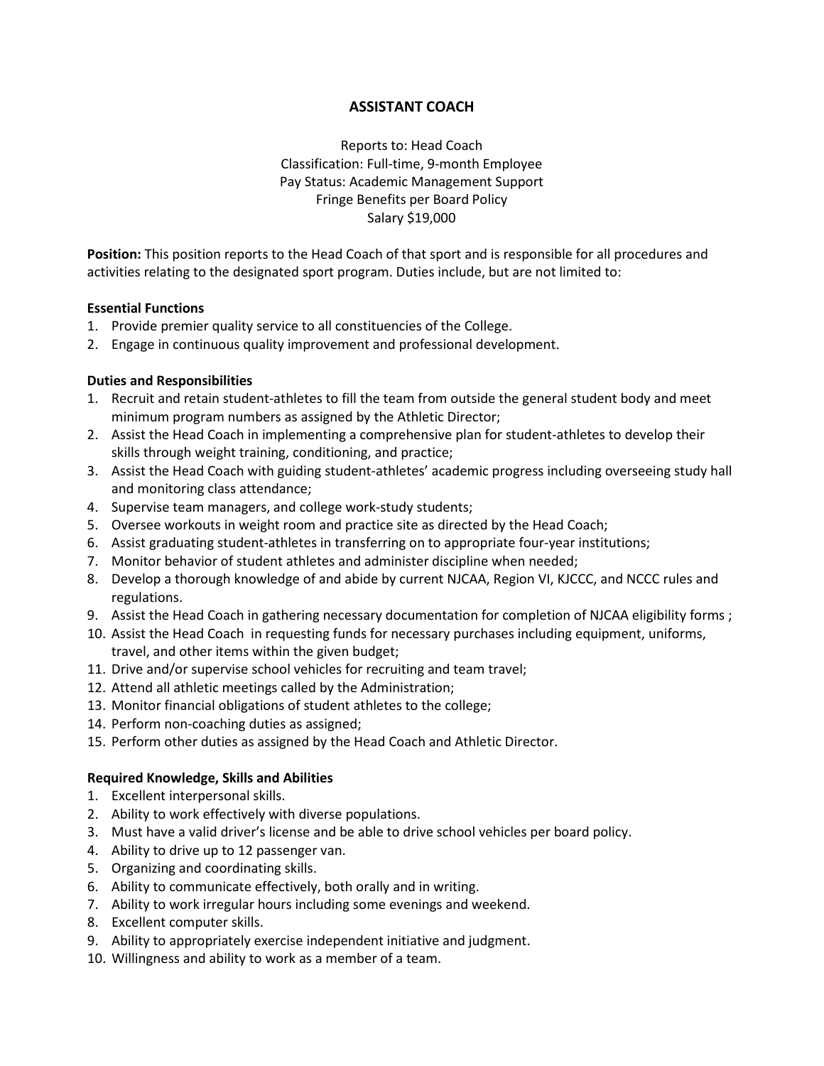# ASSISTANT COACH

Reports to: Head Coach
Classification: Full-time, 9-month Employee
Pay Status: Academic Management Support
Fringe Benefits per Board Policy
Salary $19,000

**Position:** This position reports to the Head Coach of that sport and is responsible for all procedures and activities relating to the designated sport program. Duties include, but are not limited to:

**Essential Functions**

1. Provide premier quality service to all constituencies of the College.
2. Engage in continuous quality improvement and professional development.

**Duties and Responsibilities**

1. Recruit and retain student-athletes to fill the team from outside the general student body and meet minimum program numbers as assigned by the Athletic Director;
2. Assist the Head Coach in implementing a comprehensive plan for student-athletes to develop their skills through weight training, conditioning, and practice;
3. Assist the Head Coach with guiding student-athletes' academic progress including overseeing study hall and monitoring class attendance;
4. Supervise team managers, and college work-study students;
5. Oversee workouts in weight room and practice site as directed by the Head Coach;
6. Assist graduating student-athletes in transferring on to appropriate four-year institutions;
7. Monitor behavior of student athletes and administer discipline when needed;
8. Develop a thorough knowledge of and abide by current NJCAA, Region VI, KJCCC, and NCCC rules and regulations.
9. Assist the Head Coach in gathering necessary documentation for completion of NJCAA eligibility forms ;
10. Assist the Head Coach in requesting funds for necessary purchases including equipment, uniforms, travel, and other items within the given budget;
11. Drive and/or supervise school vehicles for recruiting and team travel;
12. Attend all athletic meetings called by the Administration;
13. Monitor financial obligations of student athletes to the college;
14. Perform non-coaching duties as assigned;
15. Perform other duties as assigned by the Head Coach and Athletic Director.

**Required Knowledge, Skills and Abilities**

1. Excellent interpersonal skills.
2. Ability to work effectively with diverse populations.
3. Must have a valid driver's license and be able to drive school vehicles per board policy.
4. Ability to drive up to 12 passenger van.
5. Organizing and coordinating skills.
6. Ability to communicate effectively, both orally and in writing.
7. Ability to work irregular hours including some evenings and weekend.
8. Excellent computer skills.
9. Ability to appropriately exercise independent initiative and judgment.
10. Willingness and ability to work as a member of a team.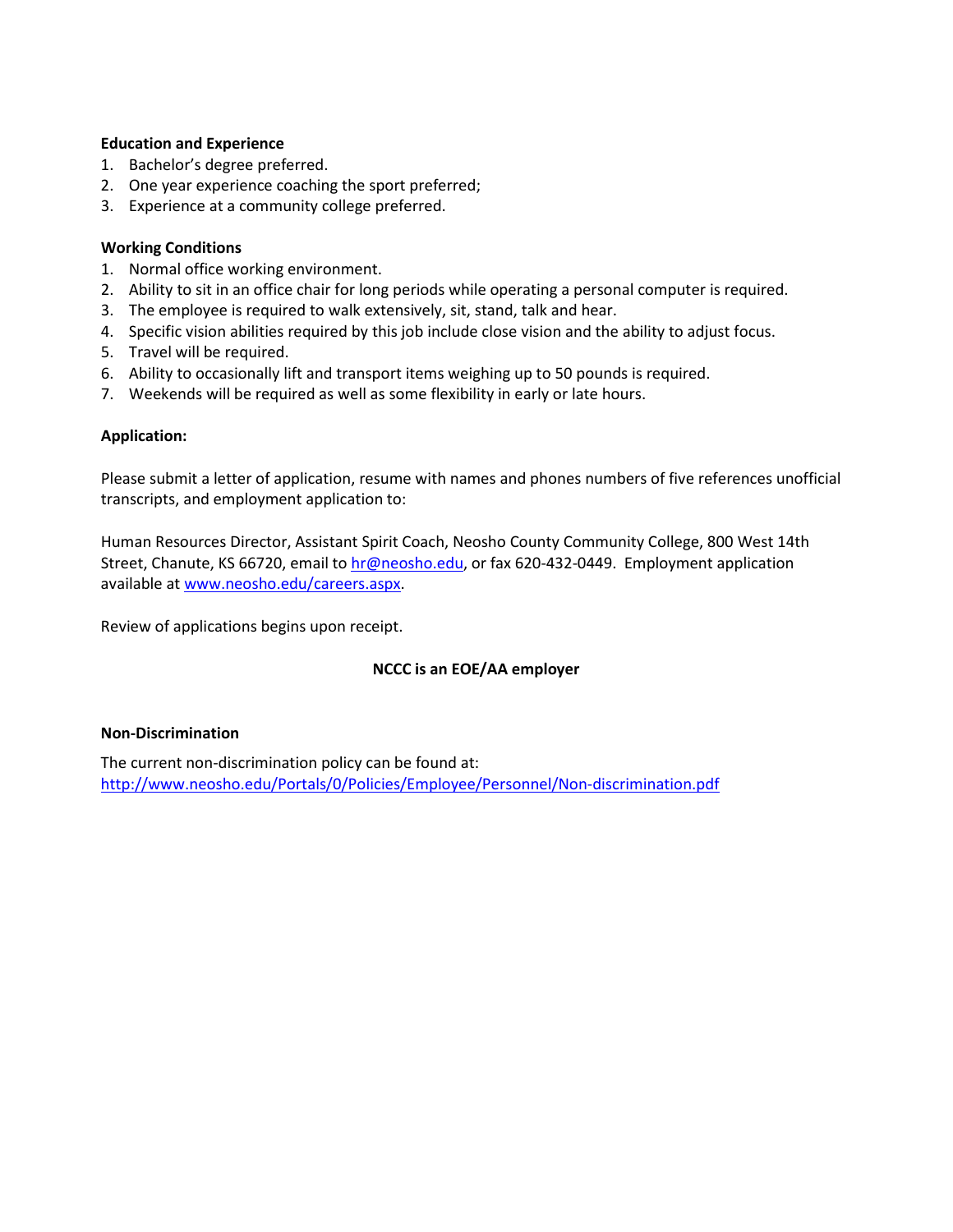**Education and Experience**

1. Bachelor's degree preferred.
2. One year experience coaching the sport preferred;
3. Experience at a community college preferred.

**Working Conditions**

1. Normal office working environment.
2. Ability to sit in an office chair for long periods while operating a personal computer is required.
3. The employee is required to walk extensively, sit, stand, talk and hear.
4. Specific vision abilities required by this job include close vision and the ability to adjust focus.
5. Travel will be required.
6. Ability to occasionally lift and transport items weighing up to 50 pounds is required.
7. Weekends will be required as well as some flexibility in early or late hours.

**Application:**

Please submit a letter of application, resume with names and phones numbers of five references unofficial transcripts, and employment application to:

Human Resources Director, Assistant Spirit Coach, Neosho County Community College, 800 West 14th Street, Chanute, KS 66720, email to hr@neosho.edu, or fax 620-432-0449. Employment application available at www.neosho.edu/careers.aspx.

Review of applications begins upon receipt.

**NCCC is an EOE/AA employer**

**Non-Discrimination**

The current non-discrimination policy can be found at:
http://www.neosho.edu/Portals/0/Policies/Employee/Personnel/Non-discrimination.pdf